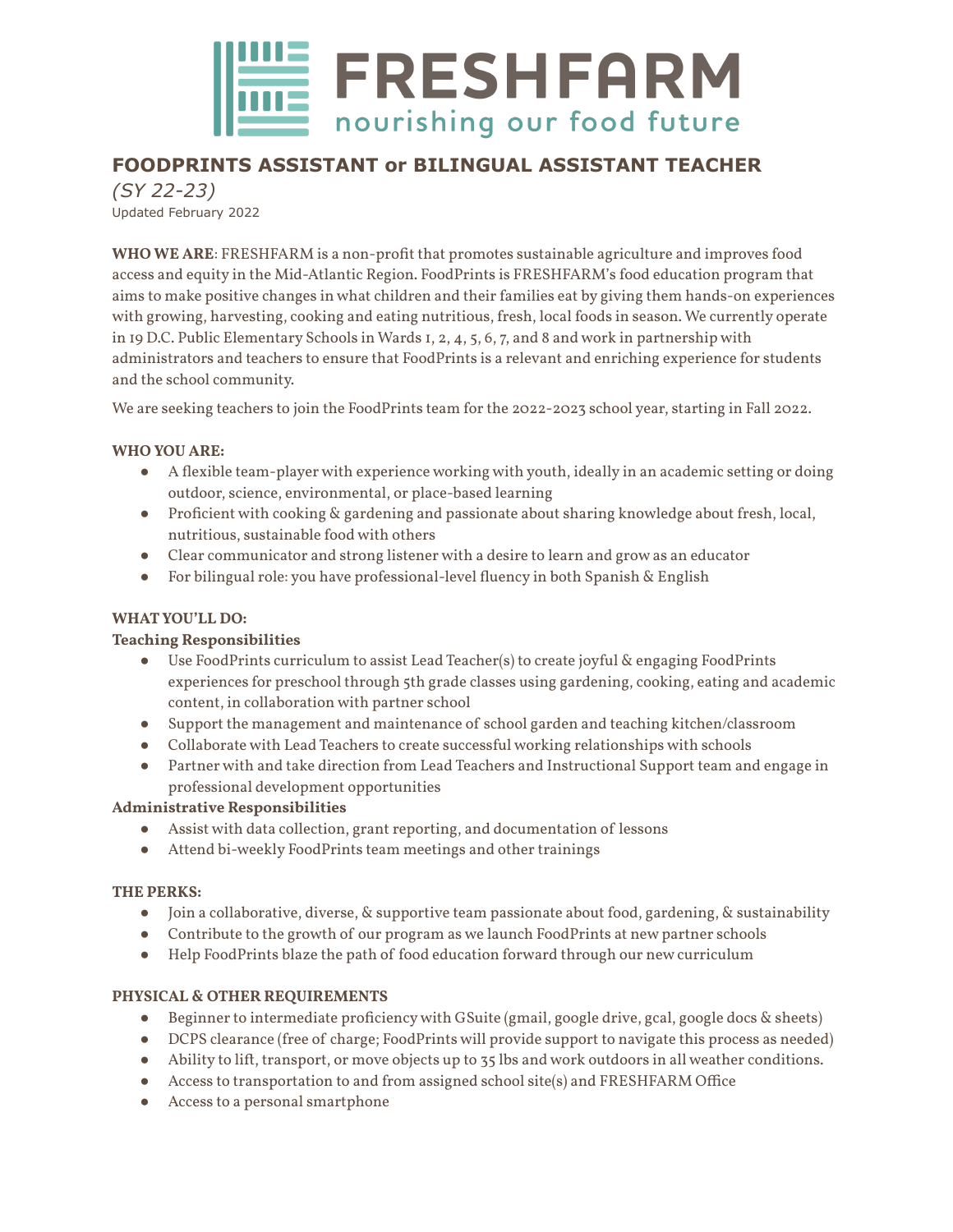# FRESHFARM

nourishing our food future

## FOODPRINTS ASSISTANT or BILINGUAL ASSISTANT TEACHER

*(SY 22-23)*

Updated February 2022

**WHO WE ARE**: FRESHFARM is a non-profit that promotes sustainable agriculture and improves food access and equity in the Mid-Atlantic Region. FoodPrints is FRESHFARM's food education program that aims to make positive changes in what children and their families eat by giving them hands-on experiences with growing, harvesting, cooking and eating nutritious, fresh, local foods in season. We currently operate in 19 D.C. Public Elementary Schools in Wards 1, 2, 4, 5, 6, 7, and 8 and work in partnership with administrators and teachers to ensure that FoodPrints is a relevant and enriching experience for students and the school community.

We are seeking teachers to join the FoodPrints team for the 2022-2023 school year, starting in Fall 2022.

**WHO YOU ARE:**

- A flexible team-player with experience working with youth, ideally in an academic setting or doing outdoor, science, environmental, or place-based learning
- Proficient with cooking & gardening and passionate about sharing knowledge about fresh, local, nutritious, sustainable food with others
- Clear communicator and strong listener with a desire to learn and grow as an educator
- For bilingual role: you have professional-level fluency in both Spanish & English

**WHAT YOU'LL DO:**

**Teaching Responsibilities**

- Use FoodPrints curriculum to assist Lead Teacher(s) to create joyful & engaging FoodPrints experiences for preschool through 5th grade classes using gardening, cooking, eating and academic content, in collaboration with partner school
- Support the management and maintenance of school garden and teaching kitchen/classroom
- Collaborate with Lead Teachers to create successful working relationships with schools
- Partner with and take direction from Lead Teachers and Instructional Support team and engage in professional development opportunities

**Administrative Responsibilities**

- Assist with data collection, grant reporting, and documentation of lessons
- Attend bi-weekly FoodPrints team meetings and other trainings

**THE PERKS:**

- Join a collaborative, diverse, & supportive team passionate about food, gardening, & sustainability
- Contribute to the growth of our program as we launch FoodPrints at new partner schools
- Help FoodPrints blaze the path of food education forward through our new curriculum

**PHYSICAL & OTHER REQUIREMENTS**

- Beginner to intermediate proficiency with GSuite (gmail, google drive, gcal, google docs & sheets)
- DCPS clearance (free of charge; FoodPrints will provide support to navigate this process as needed)
- Ability to lift, transport, or move objects up to 35 lbs and work outdoors in all weather conditions.
- Access to transportation to and from assigned school site(s) and FRESHFARM Office
- Access to a personal smartphone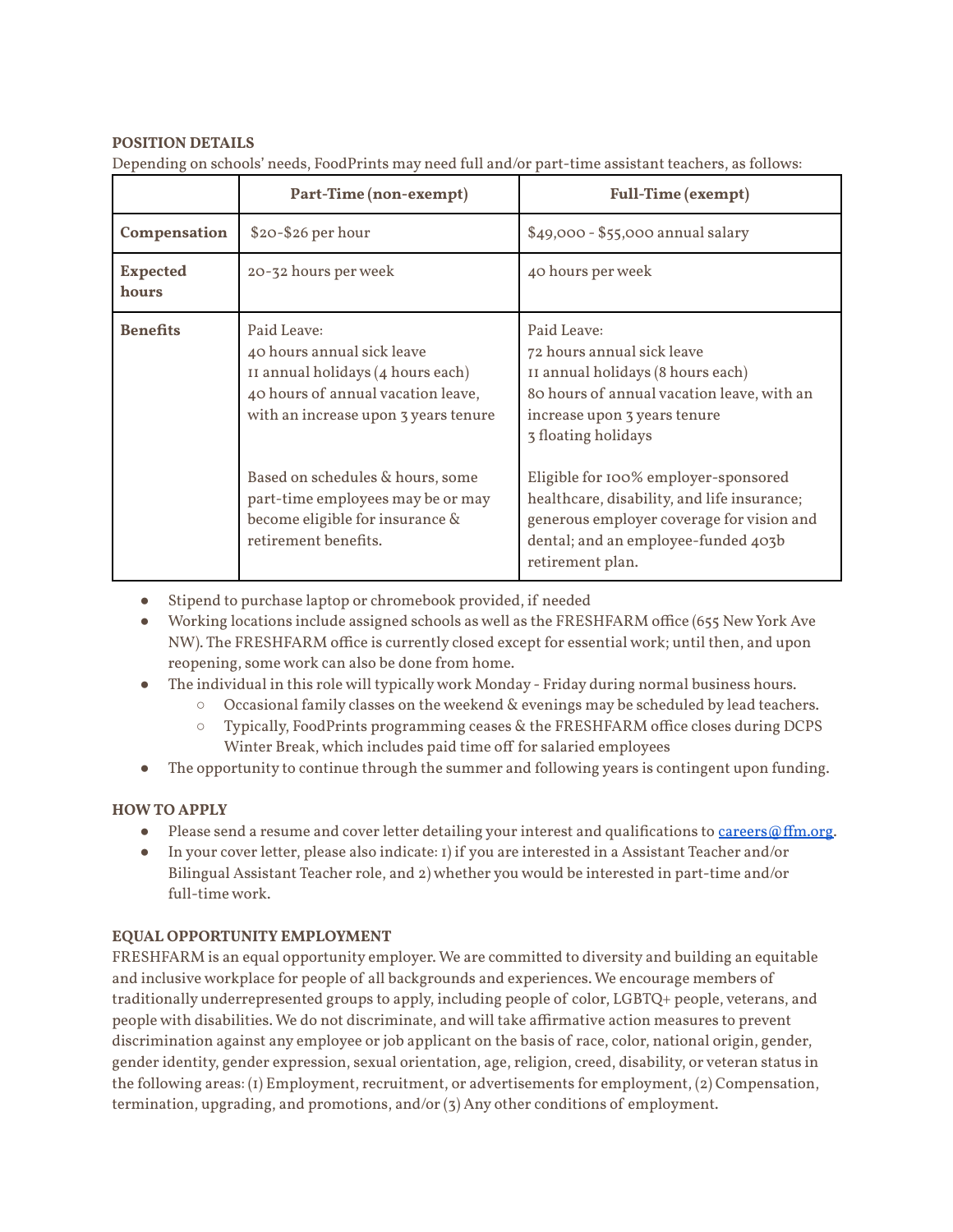**POSITION DETAILS**

Depending on schools' needs, FoodPrints may need full and/or part-time assistant teachers, as follows:

| | Part-Time (non-exempt) | Full-Time (exempt) |
|---|---|---|
| **Compensation** | $20-$26 per hour | $49,000 - $55,000 annual salary |
| **Expected hours** | 20-32 hours per week | 40 hours per week |
| **Benefits** | Paid Leave:<br>40 hours annual sick leave<br>11 annual holidays (4 hours each)<br>40 hours of annual vacation leave, with an increase upon 3 years tenure<br><br>Based on schedules & hours, some part-time employees may be or may become eligible for insurance & retirement benefits. | Paid Leave:<br>72 hours annual sick leave<br>11 annual holidays (8 hours each)<br>80 hours of annual vacation leave, with an increase upon 3 years tenure<br>3 floating holidays<br><br>Eligible for 100% employer-sponsored healthcare, disability, and life insurance; generous employer coverage for vision and dental; and an employee-funded 403b retirement plan. |

- Stipend to purchase laptop or chromebook provided, if needed
- Working locations include assigned schools as well as the FRESHFARM office (655 New York Ave NW). The FRESHFARM office is currently closed except for essential work; until then, and upon reopening, some work can also be done from home.
- The individual in this role will typically work Monday - Friday during normal business hours.
  - Occasional family classes on the weekend & evenings may be scheduled by lead teachers.
  - Typically, FoodPrints programming ceases & the FRESHFARM office closes during DCPS Winter Break, which includes paid time off for salaried employees
- The opportunity to continue through the summer and following years is contingent upon funding.

**HOW TO APPLY**

- Please send a resume and cover letter detailing your interest and qualifications to careers@ffm.org.
- In your cover letter, please also indicate: 1) if you are interested in a Assistant Teacher and/or Bilingual Assistant Teacher role, and 2) whether you would be interested in part-time and/or full-time work.

**EQUAL OPPORTUNITY EMPLOYMENT**

FRESHFARM is an equal opportunity employer. We are committed to diversity and building an equitable and inclusive workplace for people of all backgrounds and experiences. We encourage members of traditionally underrepresented groups to apply, including people of color, LGBTQ+ people, veterans, and people with disabilities. We do not discriminate, and will take affirmative action measures to prevent discrimination against any employee or job applicant on the basis of race, color, national origin, gender, gender identity, gender expression, sexual orientation, age, religion, creed, disability, or veteran status in the following areas: (1) Employment, recruitment, or advertisements for employment, (2) Compensation, termination, upgrading, and promotions, and/or (3) Any other conditions of employment.